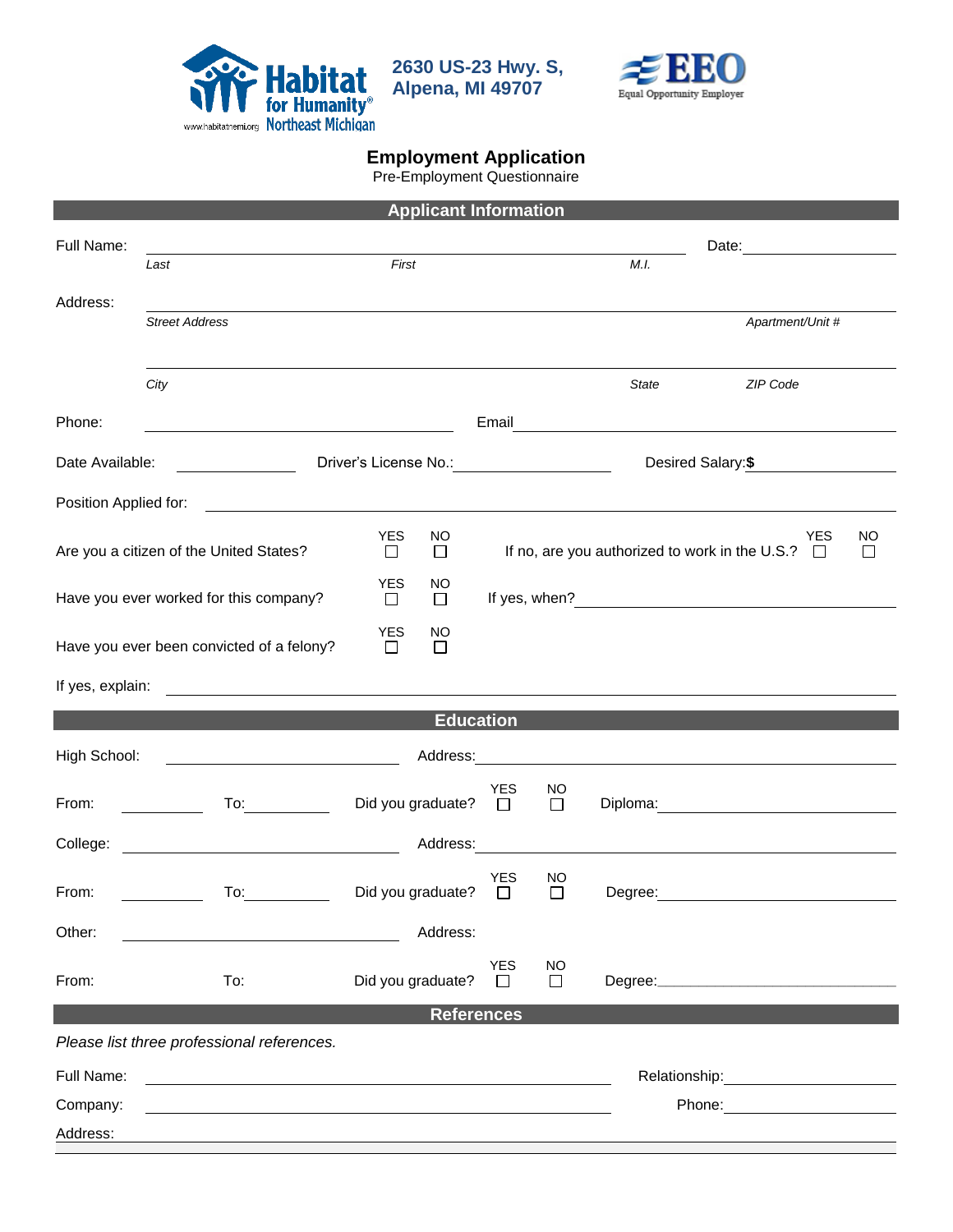Habitat for Humanity® Northeast Michigan
www.habitatnemi.org

**2630 US-23 Hwy. S, Alpena, MI 49707**

EEO Equal Opportunity Employer

# Employment Application

Pre-Employment Questionnaire

## Applicant Information

Full Name: ______________________________________________ Date: ______________

*Last* *First* *M.I.*

Address: ______________________________________________

*Street Address* *Apartment/Unit #*

______________________________________________

*City* *State* *ZIP Code*

Phone: ______________________ Email ______________________

Date Available: __________ Driver's License No.: ______________ Desired Salary: **$** ______________

Position Applied for: ______________________________________________

Are you a citizen of the United States? YES ☐ NO ☐ If no, are you authorized to work in the U.S.? YES ☐ NO ☐

Have you ever worked for this company? YES ☐ NO ☐ If yes, when? ______________________

Have you ever been convicted of a felony? YES ☐ NO ☐

If yes, explain: ______________________________________________

## Education

High School: ______________________ Address: ______________________

From: __________ To: __________ Did you graduate? YES ☐ NO ☐ Diploma: ______________

College: ______________________ Address: ______________________

From: __________ To: __________ Did you graduate? YES ☐ NO ☐ Degree: ______________

Other: ______________________ Address:

From: To: Did you graduate? YES ☐ NO ☐ Degree: ______________

## References

*Please list three professional references.*

Full Name: ______________________________________ Relationship: ______________

Company: ______________________________________ Phone: ______________

Address: ______________________________________________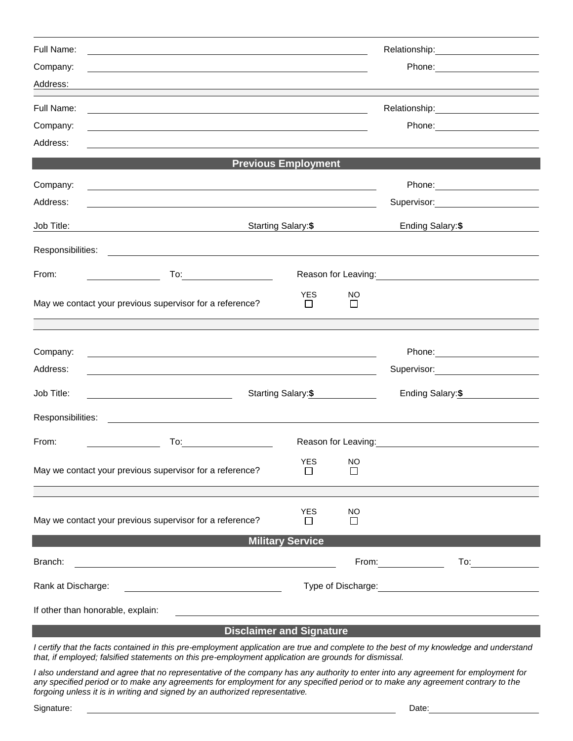Full Name: ______________________________ Relationship: ______________

Company: ______________________________ Phone: ______________

Address: ______________________________

---

Full Name: ______________________________ Relationship: ______________

Company: ______________________________ Phone: ______________

Address: ______________________________

## Previous Employment

Company: ______________________________ Phone: ______________

Address: ______________________________ Supervisor: ______________

Job Title: ______________ Starting Salary: **$** ______________ Ending Salary: **$** ______________

Responsibilities: ______________________________

From: ______________ To: ______________ Reason for Leaving: ______________

May we contact your previous supervisor for a reference? YES ☐ NO ☐

---

Company: ______________________________ Phone: ______________

Address: ______________________________ Supervisor: ______________

Job Title: ______________ Starting Salary: **$** ______________ Ending Salary: **$** ______________

Responsibilities: ______________________________

From: ______________ To: ______________ Reason for Leaving: ______________

May we contact your previous supervisor for a reference? YES ☐ NO ☐

---

May we contact your previous supervisor for a reference? YES ☐ NO ☐

## Military Service

Branch: ______________________________ From: ______________ To: ______________

Rank at Discharge: ______________ Type of Discharge: ______________

If other than honorable, explain: ______________________________

## Disclaimer and Signature

*I certify that the facts contained in this pre-employment application are true and complete to the best of my knowledge and understand that, if employed; falsified statements on this pre-employment application are grounds for dismissal.*

*I also understand and agree that no representative of the company has any authority to enter into any agreement for employment for any specified period or to make any agreements for employment for any specified period or to make any agreement contrary to the forgoing unless it is in writing and signed by an authorized representative.*

Signature: ______________________________ Date: ______________